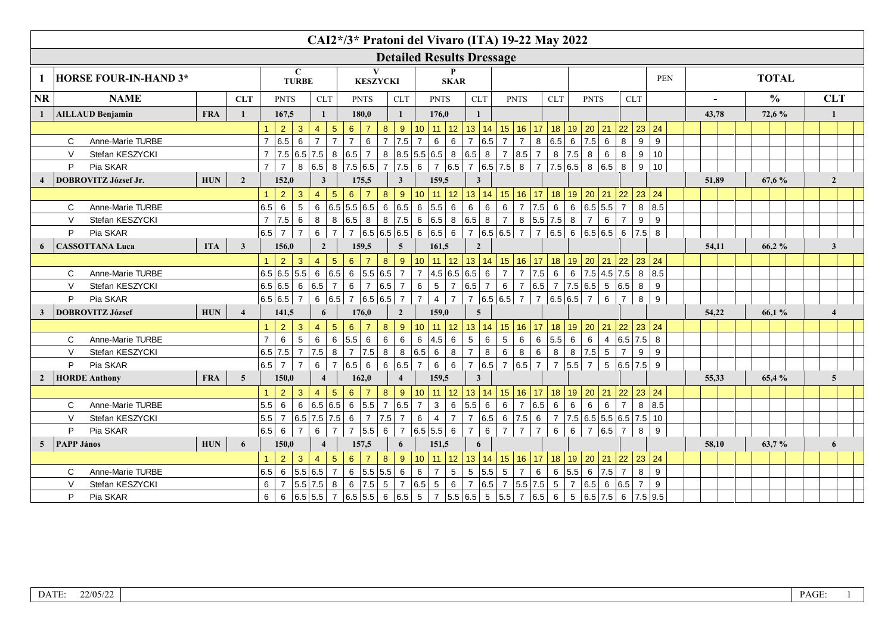# CAI2*/3* Pratoni del Vivaro (ITA) 19-22 May 2022

## Detailed Results Dressage

| 1 | HORSE FOUR-IN-HAND 3* | | | C TURBE | | V KESZYCKI | | P SKAR | | | | | | PEN | TOTAL | | |
|---|---|---|---|---|---|---|---|---|---|---|---|---|---|---|---|---|---|
| NR | NAME | | CLT | PNTS | CLT | PNTS | CLT | PNTS | CLT | PNTS | CLT | PNTS | CLT | | - | % | CLT |
| 1 | AILLAUD Benjamin | FRA | 1 | 167,5 | 1 | 180,0 | 1 | 176,0 | 1 | | | | | | 43,78 | 72,6 % | 1 |
| 4 | DOBROVITZ József Jr. | HUN | 2 | 152,0 | 3 | 175,5 | 3 | 159,5 | 3 | | | | | | 51,89 | 67,6 % | 2 |
| 6 | CASSOTTANA Luca | ITA | 3 | 156,0 | 2 | 159,5 | 5 | 161,5 | 2 | | | | | | 54,11 | 66,2 % | 3 |
| 3 | DOBROVITZ József | HUN | 4 | 141,5 | 6 | 176,0 | 2 | 159,0 | 5 | | | | | | 54,22 | 66,1 % | 4 |
| 2 | HORDE Anthony | FRA | 5 | 150,0 | 4 | 162,0 | 4 | 159,5 | 3 | | | | | | 55,33 | 65,4 % | 5 |
| 5 | PAPP János | HUN | 6 | 150,0 | 4 | 157,5 | 6 | 151,5 | 6 | | | | | | 58,10 | 63,7 % | 6 |

### 1 AILLAUD Benjamin (FRA)

| Judge | 1 | 2 | 3 | 4 | 5 | 6 | 7 | 8 | 9 | 10 | 11 | 12 | 13 | 14 | 15 | 16 | 17 | 18 | 19 | 20 | 21 | 22 | 23 | 24 |
|---|---|---|---|---|---|---|---|---|---|---|---|---|---|---|---|---|---|---|---|---|---|---|---|---|
| C Anne-Marie TURBE | 7 | 6.5 | 6 | 7 | 7 | 7 | 6 | 7 | 7.5 | 7 | 6 | 6 | 7 | 6.5 | 7 | 7 | 8 | 6.5 | 6 | 7.5 | 6 | 8 | 9 | 9 |
| V Stefan KESZYCKI | 7 | 7.5 | 6.5 | 7.5 | 8 | 6.5 | 7 | 8 | 8.5 | 5.5 | 6.5 | 8 | 6.5 | 8 | 7 | 8.5 | 7 | 8 | 7.5 | 8 | 6 | 8 | 9 | 10 |
| P Pia SKAR | 7 | 7 | 8 | 6.5 | 8 | 7.5 | 6.5 | 7 | 7.5 | 6 | 7 | 6.5 | 7 | 6.5 | 7.5 | 8 | 7 | 7.5 | 6.5 | 8 | 6.5 | 8 | 9 | 10 |

### 4 DOBROVITZ József Jr. (HUN)

| Judge | 1 | 2 | 3 | 4 | 5 | 6 | 7 | 8 | 9 | 10 | 11 | 12 | 13 | 14 | 15 | 16 | 17 | 18 | 19 | 20 | 21 | 22 | 23 | 24 |
|---|---|---|---|---|---|---|---|---|---|---|---|---|---|---|---|---|---|---|---|---|---|---|---|---|
| C Anne-Marie TURBE | 6.5 | 6 | 5 | 6 | 6.5 | 5.5 | 6.5 | 6 | 6.5 | 6 | 5.5 | 6 | 6 | 6 | 6 | 7 | 7.5 | 6 | 6 | 6.5 | 5.5 | 7 | 8 | 8.5 |
| V Stefan KESZYCKI | 7 | 7.5 | 6 | 8 | 8 | 6.5 | 8 | 8 | 7.5 | 6 | 6.5 | 8 | 6.5 | 8 | 7 | 8 | 5.5 | 7.5 | 8 | 7 | 6 | 7 | 9 | 9 |
| P Pia SKAR | 6.5 | 7 | 7 | 6 | 7 | 7 | 6.5 | 6.5 | 6.5 | 6 | 6.5 | 6 | 7 | 6.5 | 6.5 | 7 | 7 | 6.5 | 6 | 6.5 | 6.5 | 6 | 7.5 | 8 |

### 6 CASSOTTANA Luca (ITA)

| Judge | 1 | 2 | 3 | 4 | 5 | 6 | 7 | 8 | 9 | 10 | 11 | 12 | 13 | 14 | 15 | 16 | 17 | 18 | 19 | 20 | 21 | 22 | 23 | 24 |
|---|---|---|---|---|---|---|---|---|---|---|---|---|---|---|---|---|---|---|---|---|---|---|---|---|
| C Anne-Marie TURBE | 6.5 | 6.5 | 5.5 | 6 | 6.5 | 6 | 5.5 | 6.5 | 7 | 7 | 4.5 | 6.5 | 6.5 | 6 | 7 | 7 | 7.5 | 6 | 6 | 7.5 | 4.5 | 7.5 | 8 | 8.5 |
| V Stefan KESZYCKI | 6.5 | 6.5 | 6 | 6.5 | 7 | 6 | 7 | 6.5 | 7 | 6 | 5 | 7 | 6.5 | 7 | 6 | 7 | 6.5 | 7 | 7.5 | 6.5 | 5 | 6.5 | 8 | 9 |
| P Pia SKAR | 6.5 | 6.5 | 7 | 6 | 6.5 | 7 | 6.5 | 6.5 | 7 | 7 | 4 | 7 | 7 | 6.5 | 6.5 | 7 | 7 | 6.5 | 6.5 | 7 | 6 | 7 | 8 | 9 |

### 3 DOBROVITZ József (HUN)

| Judge | 1 | 2 | 3 | 4 | 5 | 6 | 7 | 8 | 9 | 10 | 11 | 12 | 13 | 14 | 15 | 16 | 17 | 18 | 19 | 20 | 21 | 22 | 23 | 24 |
|---|---|---|---|---|---|---|---|---|---|---|---|---|---|---|---|---|---|---|---|---|---|---|---|---|
| C Anne-Marie TURBE | 7 | 6 | 5 | 6 | 6 | 5.5 | 6 | 6 | 6 | 6 | 4.5 | 6 | 5 | 6 | 5 | 6 | 6 | 5.5 | 6 | 6 | 4 | 6.5 | 7.5 | 8 |
| V Stefan KESZYCKI | 6.5 | 7.5 | 7 | 7.5 | 8 | 7 | 7.5 | 8 | 8 | 6.5 | 6 | 8 | 7 | 8 | 6 | 8 | 6 | 8 | 8 | 7.5 | 5 | 7 | 9 | 9 |
| P Pia SKAR | 6.5 | 7 | 7 | 6 | 7 | 6.5 | 6 | 6 | 6.5 | 7 | 6 | 6 | 7 | 6.5 | 7 | 6.5 | 7 | 7 | 5.5 | 7 | 5 | 6.5 | 7.5 | 9 |

### 2 HORDE Anthony (FRA)

| Judge | 1 | 2 | 3 | 4 | 5 | 6 | 7 | 8 | 9 | 10 | 11 | 12 | 13 | 14 | 15 | 16 | 17 | 18 | 19 | 20 | 21 | 22 | 23 | 24 |
|---|---|---|---|---|---|---|---|---|---|---|---|---|---|---|---|---|---|---|---|---|---|---|---|---|
| C Anne-Marie TURBE | 5.5 | 6 | 6 | 6.5 | 6.5 | 6 | 5.5 | 7 | 6.5 | 7 | 3 | 6 | 5.5 | 6 | 6 | 7 | 6.5 | 6 | 6 | 6 | 6 | 7 | 8 | 8.5 |
| V Stefan KESZYCKI | 5.5 | 7 | 6.5 | 7.5 | 7.5 | 6 | 7 | 7.5 | 7 | 6 | 4 | 7 | 7 | 6.5 | 6 | 7.5 | 6 | 7 | 7.5 | 6.5 | 5.5 | 6.5 | 7.5 | 10 |
| P Pia SKAR | 6.5 | 6 | 7 | 6 | 7 | 7 | 5.5 | 6 | 7 | 6.5 | 5.5 | 6 | 7 | 6 | 7 | 7 | 7 | 6 | 6 | 7 | 6.5 | 7 | 8 | 9 |

### 5 PAPP János (HUN)

| Judge | 1 | 2 | 3 | 4 | 5 | 6 | 7 | 8 | 9 | 10 | 11 | 12 | 13 | 14 | 15 | 16 | 17 | 18 | 19 | 20 | 21 | 22 | 23 | 24 |
|---|---|---|---|---|---|---|---|---|---|---|---|---|---|---|---|---|---|---|---|---|---|---|---|---|
| C Anne-Marie TURBE | 6.5 | 6 | 5.5 | 6.5 | 7 | 6 | 5.5 | 5.5 | 6 | 6 | 7 | 5 | 5 | 5.5 | 5 | 7 | 6 | 6 | 5.5 | 6 | 7.5 | 7 | 8 | 9 |
| V Stefan KESZYCKI | 6 | 7 | 5.5 | 7.5 | 8 | 6 | 7.5 | 5 | 7 | 6.5 | 5 | 6 | 7 | 6.5 | 7 | 5.5 | 7.5 | 5 | 7 | 6.5 | 6 | 6.5 | 7 | 9 |
| P Pia SKAR | 6 | 6 | 6.5 | 5.5 | 7 | 6.5 | 5.5 | 6 | 6.5 | 5 | 7 | 5.5 | 6.5 | 5 | 5.5 | 7 | 6.5 | 6 | 5 | 6.5 | 7.5 | 6 | 7.5 | 9.5 |

DATE: 22/05/22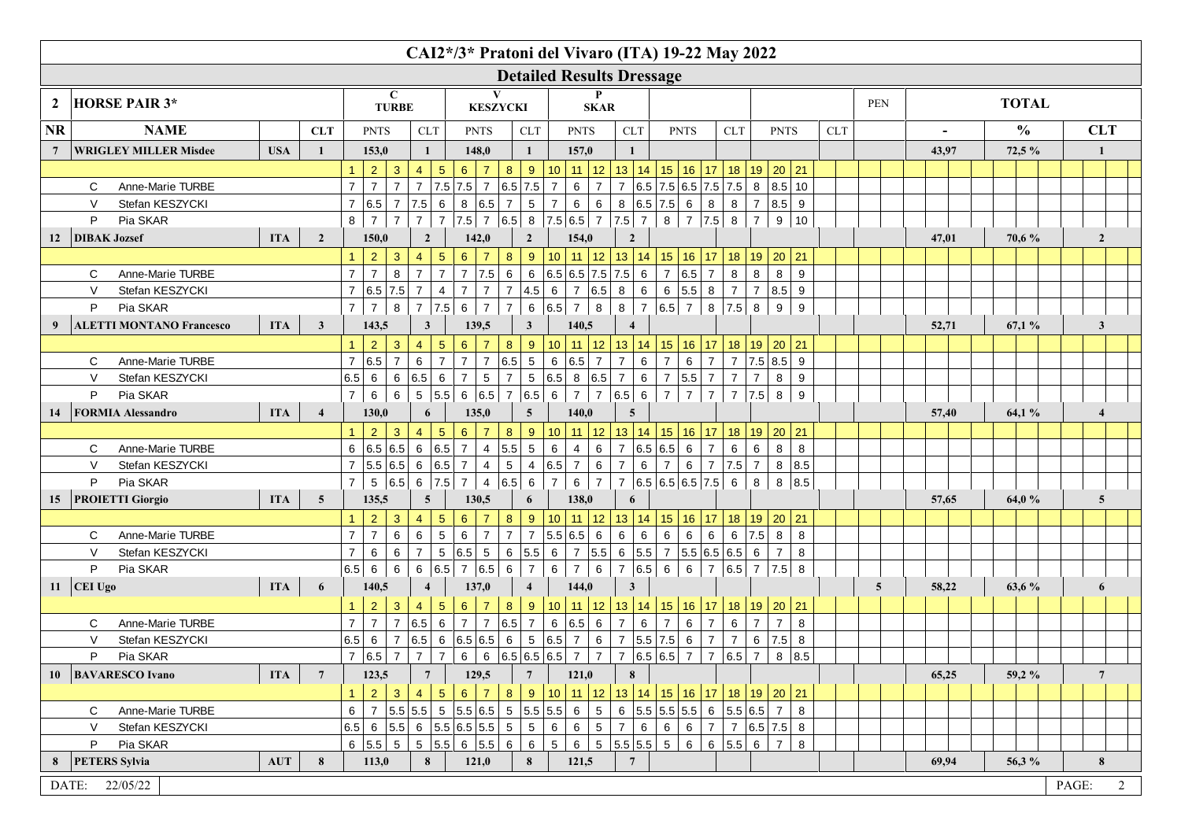# CAI2*/3* Pratoni del Vivaro (ITA) 19-22 May 2022

## Detailed Results Dressage

| 2 | HORSE PAIR 3* | | | C TURBE | | V KESZYCKI | | P SKAR | | PEN | TOTAL | | |
|---|---|---|---|---|---|---|---|---|---|---|---|---|---|
| NR | NAME | | CLT | PNTS | CLT | PNTS | CLT | PNTS | CLT | | - | % | CLT |
| 7 | WRIGLEY MILLER Misdee | USA | 1 | 153,0 | 1 | 148,0 | 1 | 157,0 | 1 | | 43,97 | 72,5 % | 1 |
| 12 | DIBAK Jozsef | ITA | 2 | 150,0 | 2 | 142,0 | 2 | 154,0 | 2 | | 47,01 | 70,6 % | 2 |
| 9 | ALETTI MONTANO Francesco | ITA | 3 | 143,5 | 3 | 139,5 | 3 | 140,5 | 4 | | 52,71 | 67,1 % | 3 |
| 14 | FORMIA Alessandro | ITA | 4 | 130,0 | 6 | 135,0 | 5 | 140,0 | 5 | | 57,40 | 64,1 % | 4 |
| 15 | PROIETTI Giorgio | ITA | 5 | 135,5 | 5 | 130,5 | 6 | 138,0 | 6 | | 57,65 | 64,0 % | 5 |
| 11 | CEI Ugo | ITA | 6 | 140,5 | 4 | 137,0 | 4 | 144,0 | 3 | 5 | 58,22 | 63,6 % | 6 |
| 10 | BAVARESCO Ivano | ITA | 7 | 123,5 | 7 | 129,5 | 7 | 121,0 | 8 | | 65,25 | 59,2 % | 7 |
| 8 | PETERS Sylvia | AUT | 8 | 113,0 | 8 | 121,0 | 8 | 121,5 | 7 | | 69,94 | 56,3 % | 8 |

### WRIGLEY MILLER Misdee

| Judge | 1 | 2 | 3 | 4 | 5 | 6 | 7 | 8 | 9 | 10 | 11 | 12 | 13 | 14 | 15 | 16 | 17 | 18 | 19 | 20 | 21 |
|---|---|---|---|---|---|---|---|---|---|---|---|---|---|---|---|---|---|---|---|---|---|
| C Anne-Marie TURBE | 7 | 7 | 7 | 7 | 7.5 | 7.5 | 7 | 6.5 | 7.5 | 7 | 6 | 7 | 7 | 6.5 | 7.5 | 6.5 | 7.5 | 7.5 | 8 | 8.5 | 10 |
| V Stefan KESZYCKI | 7 | 6.5 | 7 | 7.5 | 6 | 8 | 6.5 | 7 | 5 | 7 | 6 | 6 | 8 | 6.5 | 7.5 | 6 | 8 | 8 | 7 | 8.5 | 9 |
| P Pia SKAR | 8 | 7 | 7 | 7 | 7 | 7.5 | 7 | 6.5 | 8 | 7.5 | 6.5 | 7 | 7.5 | 7 | 8 | 7 | 7.5 | 8 | 7 | 9 | 10 |

### DIBAK Jozsef

| Judge | 1 | 2 | 3 | 4 | 5 | 6 | 7 | 8 | 9 | 10 | 11 | 12 | 13 | 14 | 15 | 16 | 17 | 18 | 19 | 20 | 21 |
|---|---|---|---|---|---|---|---|---|---|---|---|---|---|---|---|---|---|---|---|---|---|
| C Anne-Marie TURBE | 7 | 7 | 8 | 7 | 7 | 7 | 7.5 | 6 | 6 | 6.5 | 6.5 | 7.5 | 7.5 | 6 | 7 | 6.5 | 7 | 8 | 8 | 8 | 9 |
| V Stefan KESZYCKI | 7 | 6.5 | 7.5 | 7 | 4 | 7 | 7 | 7 | 4.5 | 6 | 7 | 6.5 | 8 | 6 | 6 | 5.5 | 8 | 7 | 7 | 8.5 | 9 |
| P Pia SKAR | 7 | 7 | 8 | 7 | 7.5 | 6 | 7 | 7 | 6 | 6.5 | 7 | 8 | 8 | 7 | 6.5 | 7 | 8 | 7.5 | 8 | 9 | 9 |

### ALETTI MONTANO Francesco

| Judge | 1 | 2 | 3 | 4 | 5 | 6 | 7 | 8 | 9 | 10 | 11 | 12 | 13 | 14 | 15 | 16 | 17 | 18 | 19 | 20 | 21 |
|---|---|---|---|---|---|---|---|---|---|---|---|---|---|---|---|---|---|---|---|---|---|
| C Anne-Marie TURBE | 7 | 6.5 | 7 | 6 | 7 | 7 | 7 | 6.5 | 5 | 6 | 6.5 | 7 | 7 | 6 | 7 | 6 | 7 | 7 | 7.5 | 8.5 | 9 |
| V Stefan KESZYCKI | 6.5 | 6 | 6 | 6.5 | 6 | 7 | 5 | 7 | 5 | 6.5 | 8 | 6.5 | 7 | 6 | 7 | 5.5 | 7 | 7 | 7 | 8 | 9 |
| P Pia SKAR | 7 | 6 | 6 | 5 | 5.5 | 6 | 6.5 | 7 | 6.5 | 6 | 7 | 7 | 6.5 | 6 | 7 | 7 | 7 | 7 | 7.5 | 8 | 9 |

### FORMIA Alessandro

| Judge | 1 | 2 | 3 | 4 | 5 | 6 | 7 | 8 | 9 | 10 | 11 | 12 | 13 | 14 | 15 | 16 | 17 | 18 | 19 | 20 | 21 |
|---|---|---|---|---|---|---|---|---|---|---|---|---|---|---|---|---|---|---|---|---|---|
| C Anne-Marie TURBE | 6 | 6.5 | 6.5 | 6 | 6.5 | 7 | 4 | 5.5 | 5 | 6 | 4 | 6 | 7 | 6.5 | 6.5 | 6 | 7 | 6 | 6 | 8 | 8 |
| V Stefan KESZYCKI | 7 | 5.5 | 6.5 | 6 | 6.5 | 7 | 4 | 5 | 4 | 6.5 | 7 | 6 | 7 | 6 | 7 | 6 | 7 | 7.5 | 7 | 8 | 8.5 |
| P Pia SKAR | 7 | 5 | 6.5 | 6 | 7.5 | 7 | 4 | 6.5 | 6 | 7 | 6 | 7 | 7 | 6.5 | 6.5 | 6.5 | 7.5 | 6 | 8 | 8 | 8.5 |

### PROIETTI Giorgio

| Judge | 1 | 2 | 3 | 4 | 5 | 6 | 7 | 8 | 9 | 10 | 11 | 12 | 13 | 14 | 15 | 16 | 17 | 18 | 19 | 20 | 21 |
|---|---|---|---|---|---|---|---|---|---|---|---|---|---|---|---|---|---|---|---|---|---|
| C Anne-Marie TURBE | 7 | 7 | 6 | 6 | 5 | 6 | 7 | 7 | 7 | 5.5 | 6.5 | 6 | 6 | 6 | 6 | 6 | 6 | 6 | 7.5 | 8 | 8 |
| V Stefan KESZYCKI | 7 | 6 | 6 | 7 | 5 | 6.5 | 5 | 6 | 5.5 | 6 | 7 | 5.5 | 6 | 5.5 | 7 | 5.5 | 6.5 | 6.5 | 6 | 7 | 8 |
| P Pia SKAR | 6.5 | 6 | 6 | 6 | 6.5 | 7 | 6.5 | 6 | 7 | 6 | 7 | 6 | 7 | 6.5 | 6 | 6 | 7 | 6.5 | 7 | 7.5 | 8 |

### CEI Ugo

| Judge | 1 | 2 | 3 | 4 | 5 | 6 | 7 | 8 | 9 | 10 | 11 | 12 | 13 | 14 | 15 | 16 | 17 | 18 | 19 | 20 | 21 |
|---|---|---|---|---|---|---|---|---|---|---|---|---|---|---|---|---|---|---|---|---|---|
| C Anne-Marie TURBE | 7 | 7 | 7 | 6.5 | 6 | 7 | 7 | 6.5 | 7 | 6 | 6.5 | 6 | 7 | 6 | 7 | 6 | 7 | 6 | 7 | 7 | 8 |
| V Stefan KESZYCKI | 6.5 | 6 | 7 | 6.5 | 6 | 6.5 | 6.5 | 6 | 5 | 6.5 | 7 | 6 | 7 | 5.5 | 7.5 | 6 | 7 | 7 | 6 | 7.5 | 8 |
| P Pia SKAR | 7 | 6.5 | 7 | 7 | 7 | 6 | 6 | 6.5 | 6.5 | 6.5 | 7 | 7 | 7 | 6.5 | 6.5 | 7 | 7 | 6.5 | 7 | 8 | 8.5 |

### BAVARESCO Ivano

| Judge | 1 | 2 | 3 | 4 | 5 | 6 | 7 | 8 | 9 | 10 | 11 | 12 | 13 | 14 | 15 | 16 | 17 | 18 | 19 | 20 | 21 |
|---|---|---|---|---|---|---|---|---|---|---|---|---|---|---|---|---|---|---|---|---|---|
| C Anne-Marie TURBE | 6 | 7 | 5.5 | 5.5 | 5 | 5.5 | 6.5 | 5 | 5.5 | 5.5 | 6 | 5 | 6 | 5.5 | 5.5 | 5.5 | 6 | 5.5 | 6.5 | 7 | 8 |
| V Stefan KESZYCKI | 6.5 | 6 | 5.5 | 6 | 5.5 | 6.5 | 5.5 | 5 | 5 | 6 | 6 | 5 | 7 | 6 | 6 | 6 | 7 | 7 | 6.5 | 7.5 | 8 |
| P Pia SKAR | 6 | 5.5 | 5 | 5 | 5.5 | 6 | 5.5 | 6 | 6 | 5 | 6 | 5 | 5.5 | 5.5 | 5 | 6 | 6 | 5.5 | 6 | 7 | 8 |

DATE: 22/05/22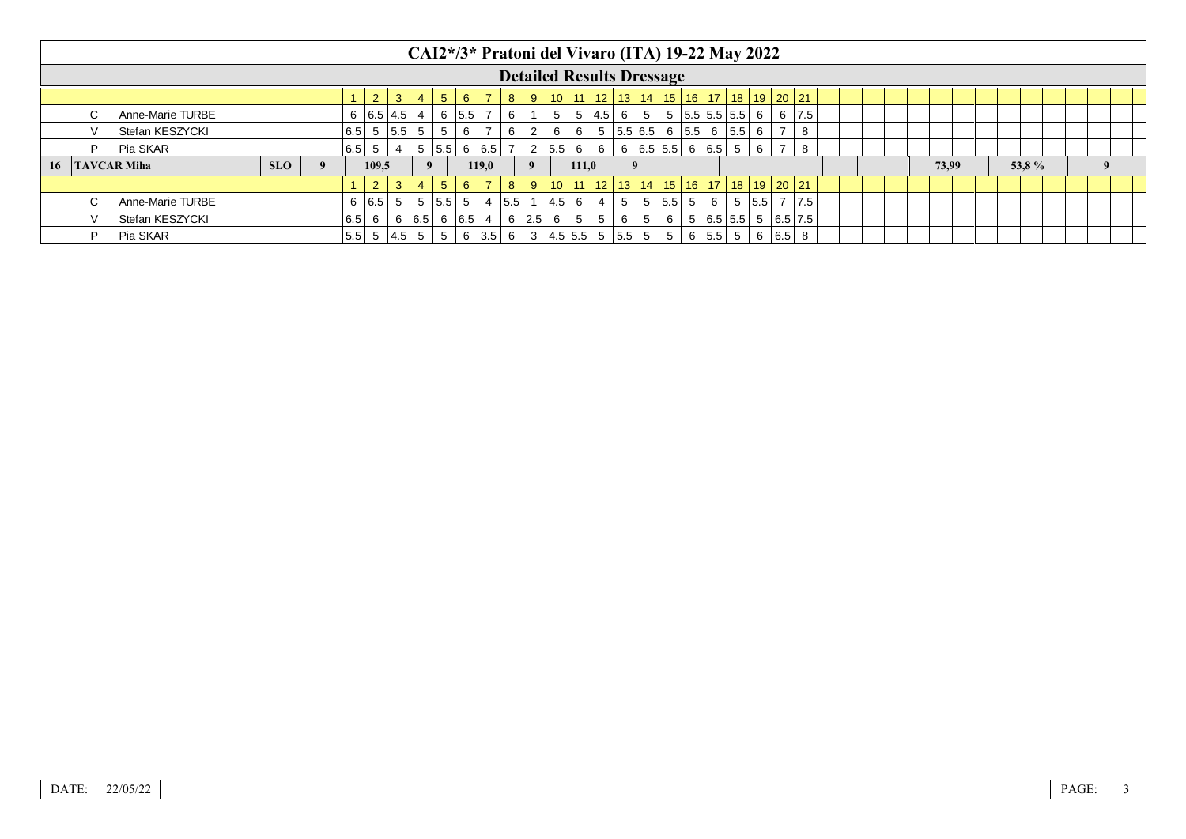# CAI2*/3* Pratoni del Vivaro (ITA) 19-22 May 2022

## Detailed Results Dressage

| | | | | 1 | 2 | 3 | 4 | 5 | 6 | 7 | 8 | 9 | 10 | 11 | 12 | 13 | 14 | 15 | 16 | 17 | 18 | 19 | 20 | 21 |
|---|---|---|---|---|---|---|---|---|---|---|---|---|---|---|---|---|---|---|---|---|---|---|---|---|
| | C | Anne-Marie TURBE | | 6 | 6.5 | 4.5 | 4 | 6 | 5.5 | 7 | 6 | 1 | 5 | 5 | 4.5 | 6 | 5 | 5 | 5.5 | 5.5 | 5.5 | 6 | 6 | 7.5 |
| | V | Stefan KESZYCKI | | 6.5 | 5 | 5.5 | 5 | 5 | 6 | 7 | 6 | 2 | 6 | 6 | 5 | 5.5 | 6.5 | 6 | 5.5 | 6 | 5.5 | 6 | 7 | 8 |
| | P | Pia SKAR | | 6.5 | 5 | 4 | 5 | 5.5 | 6 | 6.5 | 7 | 2 | 5.5 | 6 | 6 | 6 | 6.5 | 5.5 | 6 | 6.5 | 5 | 6 | 7 | 8 |

| 16 | TAVCAR Miha | SLO | 9 | 109,5 | 9 | 119,0 | 9 | 111,0 | 9 | 73,99 | 53,8 % | 9 |
|---|---|---|---|---|---|---|---|---|---|---|---|---|

| | | | | 1 | 2 | 3 | 4 | 5 | 6 | 7 | 8 | 9 | 10 | 11 | 12 | 13 | 14 | 15 | 16 | 17 | 18 | 19 | 20 | 21 |
|---|---|---|---|---|---|---|---|---|---|---|---|---|---|---|---|---|---|---|---|---|---|---|---|---|
| | C | Anne-Marie TURBE | | 6 | 6.5 | 5 | 5 | 5.5 | 5 | 4 | 5.5 | 1 | 4.5 | 6 | 4 | 5 | 5 | 5.5 | 5 | 6 | 5 | 5.5 | 7 | 7.5 |
| | V | Stefan KESZYCKI | | 6.5 | 6 | 6 | 6.5 | 6 | 6.5 | 4 | 6 | 2.5 | 6 | 5 | 5 | 6 | 5 | 6 | 5 | 6.5 | 5.5 | 5 | 6.5 | 7.5 |
| | P | Pia SKAR | | 5.5 | 5 | 4.5 | 5 | 5 | 6 | 3.5 | 6 | 3 | 4.5 | 5.5 | 5 | 5.5 | 5 | 5 | 6 | 5.5 | 5 | 6 | 6.5 | 8 |

DATE: 22/05/22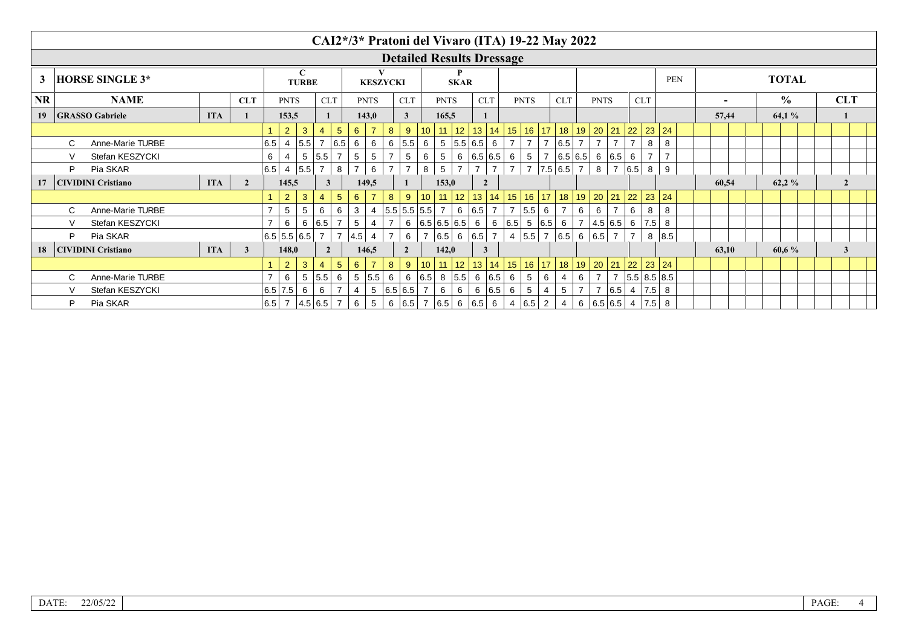# CAI2*/3* Pratoni del Vivaro (ITA) 19-22 May 2022

## Detailed Results Dressage

| 3 | HORSE SINGLE 3* | | | C TURBE | | V KESZYCKI | | P SKAR | | | | | | PEN | TOTAL | | |
|---|---|---|---|---|---|---|---|---|---|---|---|---|---|---|---|---|---|
| **NR** | **NAME** | | **CLT** | **PNTS** | **CLT** | **PNTS** | **CLT** | **PNTS** | **CLT** | **PNTS** | **CLT** | **PNTS** | **CLT** | | **-** | **%** | **CLT** |
| 19 | **GRASSO Gabriele** | ITA | 1 | 153,5 | 1 | 143,0 | 3 | 165,5 | 1 | | | | | | 57,44 | 64,1 % | 1 |
| 17 | **CIVIDINI Cristiano** | ITA | 2 | 145,5 | 3 | 149,5 | 1 | 153,0 | 2 | | | | | | 60,54 | 62,2 % | 2 |
| 18 | **CIVIDINI Cristiano** | ITA | 3 | 148,0 | 2 | 146,5 | 2 | 142,0 | 3 | | | | | | 63,10 | 60,6 % | 3 |

### 19 GRASSO Gabriele

| Judge | 1 | 2 | 3 | 4 | 5 | 6 | 7 | 8 | 9 | 10 | 11 | 12 | 13 | 14 | 15 | 16 | 17 | 18 | 19 | 20 | 21 | 22 | 23 | 24 |
|---|---|---|---|---|---|---|---|---|---|---|---|---|---|---|---|---|---|---|---|---|---|---|---|---|
| C Anne-Marie TURBE | 6.5 | 4 | 5.5 | 7 | 6.5 | 6 | 6 | 6 | 5.5 | 6 | 5 | 5.5 | 6.5 | 6 | 7 | 7 | 7 | 6.5 | 7 | 7 | 7 | 7 | 8 | 8 |
| V Stefan KESZYCKI | 6 | 4 | 5 | 5.5 | 7 | 5 | 5 | 7 | 5 | 6 | 5 | 6 | 6.5 | 6.5 | 6 | 5 | 7 | 6.5 | 6.5 | 6 | 6.5 | 6 | 7 | 7 |
| P Pia SKAR | 6.5 | 4 | 5.5 | 7 | 8 | 7 | 6 | 7 | 7 | 8 | 5 | 7 | 7 | 7 | 7 | 7 | 7.5 | 6.5 | 7 | 8 | 7 | 6.5 | 8 | 9 |

### 17 CIVIDINI Cristiano

| Judge | 1 | 2 | 3 | 4 | 5 | 6 | 7 | 8 | 9 | 10 | 11 | 12 | 13 | 14 | 15 | 16 | 17 | 18 | 19 | 20 | 21 | 22 | 23 | 24 |
|---|---|---|---|---|---|---|---|---|---|---|---|---|---|---|---|---|---|---|---|---|---|---|---|---|
| C Anne-Marie TURBE | 7 | 5 | 5 | 6 | 6 | 3 | 4 | 5.5 | 5.5 | 5.5 | 7 | 6 | 6.5 | 7 | 7 | 5.5 | 6 | 7 | 6 | 6 | 7 | 6 | 8 | 8 |
| V Stefan KESZYCKI | 7 | 6 | 6 | 6.5 | 7 | 5 | 4 | 7 | 6 | 6.5 | 6.5 | 6.5 | 6 | 6 | 6.5 | 5 | 6.5 | 6 | 7 | 4.5 | 6.5 | 6 | 7.5 | 8 |
| P Pia SKAR | 6.5 | 5.5 | 6.5 | 7 | 7 | 4.5 | 4 | 7 | 6 | 7 | 6.5 | 6 | 6.5 | 7 | 4 | 5.5 | 7 | 6.5 | 6 | 6.5 | 7 | 7 | 8 | 8.5 |

### 18 CIVIDINI Cristiano

| Judge | 1 | 2 | 3 | 4 | 5 | 6 | 7 | 8 | 9 | 10 | 11 | 12 | 13 | 14 | 15 | 16 | 17 | 18 | 19 | 20 | 21 | 22 | 23 | 24 |
|---|---|---|---|---|---|---|---|---|---|---|---|---|---|---|---|---|---|---|---|---|---|---|---|---|
| C Anne-Marie TURBE | 7 | 6 | 5 | 5.5 | 6 | 5 | 5.5 | 6 | 6 | 6.5 | 8 | 5.5 | 6 | 6.5 | 6 | 5 | 6 | 4 | 6 | 7 | 7 | 5.5 | 8.5 | 8.5 |
| V Stefan KESZYCKI | 6.5 | 7.5 | 6 | 6 | 7 | 4 | 5 | 6.5 | 6.5 | 7 | 6 | 6 | 6 | 6.5 | 6 | 5 | 4 | 5 | 7 | 7 | 6.5 | 4 | 7.5 | 8 |
| P Pia SKAR | 6.5 | 7 | 4.5 | 6.5 | 7 | 6 | 5 | 6 | 6.5 | 7 | 6.5 | 6 | 6.5 | 6 | 4 | 6.5 | 2 | 4 | 6 | 6.5 | 6.5 | 4 | 7.5 | 8 |

DATE: 22/05/22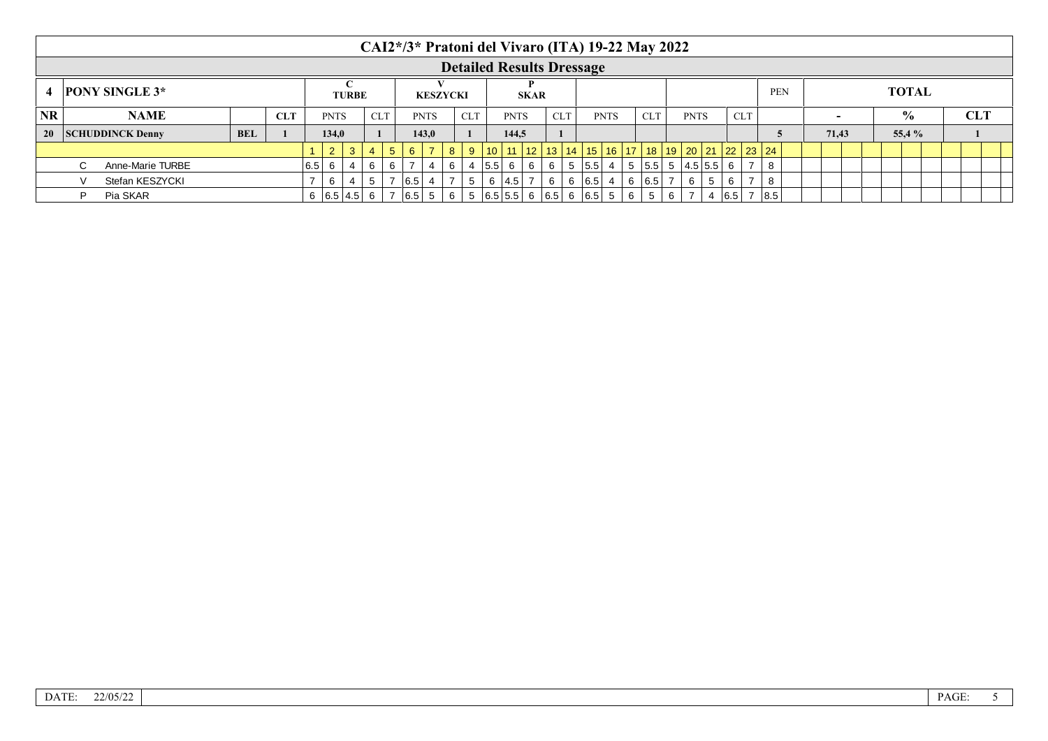# CAI2*/3* Pratoni del Vivaro (ITA) 19-22 May 2022

## Detailed Results Dressage

| 4 | PONY SINGLE 3* | | | C TURBE | | V KESZYCKI | | P SKAR | | | | | | PEN | TOTAL | | |
|---|---|---|---|---|---|---|---|---|---|---|---|---|---|---|---|---|---|
| NR | NAME | | CLT | PNTS | CLT | PNTS | CLT | PNTS | CLT | PNTS | CLT | PNTS | CLT | | - | % | CLT |
| 20 | SCHUDDINCK Denny | BEL | 1 | 134,0 | 1 | 143,0 | 1 | 144,5 | 1 | | | | | 5 | 71,43 | 55,4 % | 1 |

| Judge | 1 | 2 | 3 | 4 | 5 | 6 | 7 | 8 | 9 | 10 | 11 | 12 | 13 | 14 | 15 | 16 | 17 | 18 | 19 | 20 | 21 | 22 | 23 | 24 |
|---|---|---|---|---|---|---|---|---|---|---|---|---|---|---|---|---|---|---|---|---|---|---|---|---|
| C Anne-Marie TURBE | 6.5 | 6 | 4 | 6 | 6 | 7 | 4 | 6 | 4 | 5.5 | 6 | 6 | 6 | 5 | 5.5 | 4 | 5 | 5.5 | 5 | 4.5 | 5.5 | 6 | 7 | 8 |
| V Stefan KESZYCKI | 7 | 6 | 4 | 5 | 7 | 6.5 | 4 | 7 | 5 | 6 | 4.5 | 7 | 6 | 6 | 6.5 | 4 | 6 | 6.5 | 7 | 6 | 5 | 6 | 7 | 8 |
| P Pia SKAR | 6 | 6.5 | 4.5 | 6 | 7 | 6.5 | 5 | 6 | 5 | 6.5 | 5.5 | 6 | 6.5 | 6 | 6.5 | 5 | 6 | 5 | 6 | 7 | 4 | 6.5 | 7 | 8.5 |

DATE: 22/05/22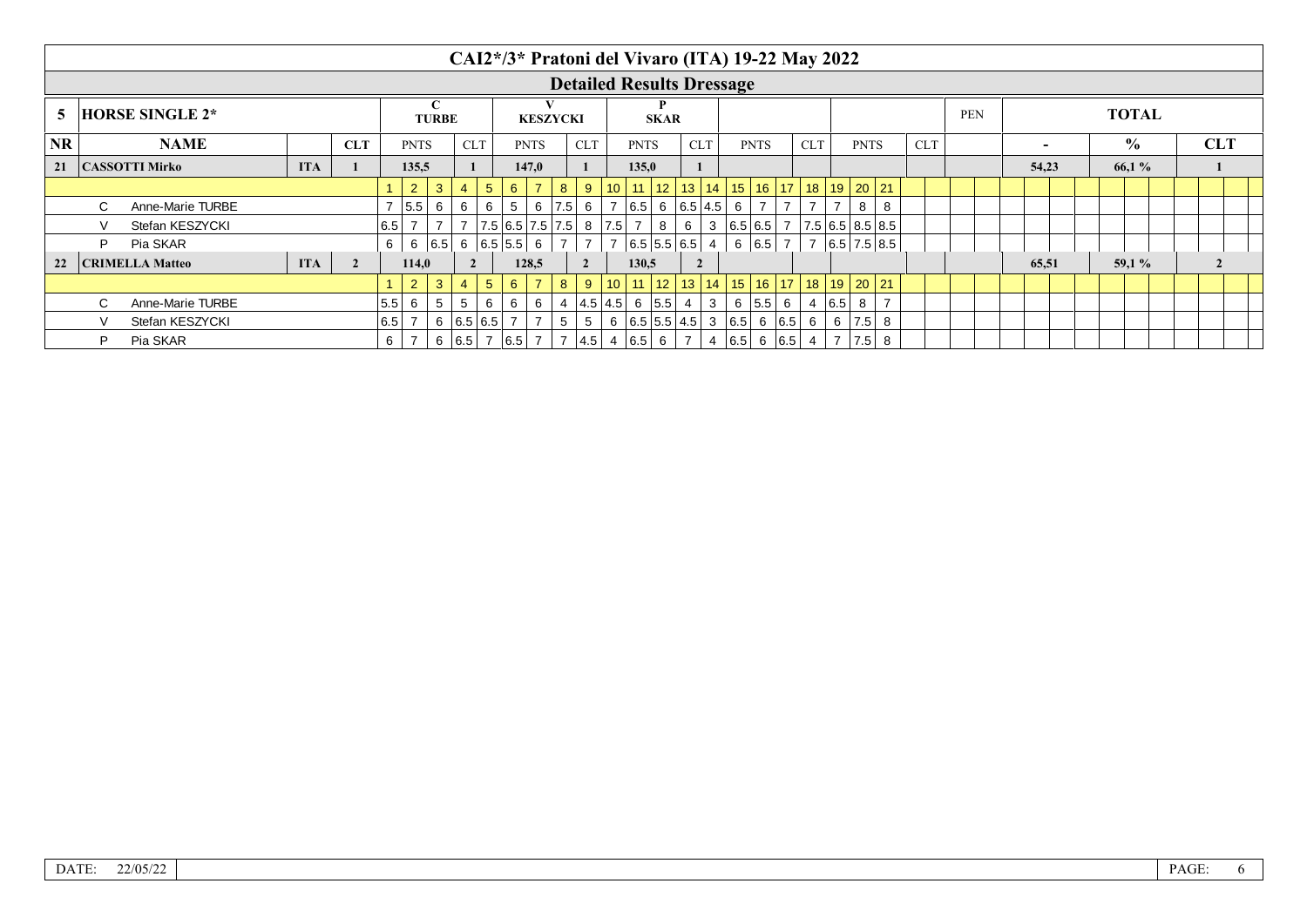# CAI2*/3* Pratoni del Vivaro (ITA) 19-22 May 2022

## Detailed Results Dressage

| 5 | HORSE SINGLE 2* | | | C TURBE | | V KESZYCKI | | P SKAR | | | | | | PEN | TOTAL | | |
|---|---|---|---|---|---|---|---|---|---|---|---|---|---|---|---|---|---|
| NR | NAME | | CLT | PNTS | CLT | PNTS | CLT | PNTS | CLT | PNTS | CLT | PNTS | CLT | | - | % | CLT |
| 21 | CASSOTTI Mirko | ITA | 1 | 135,5 | 1 | 147,0 | 1 | 135,0 | 1 | | | | | | 54,23 | 66,1 % | 1 |
| 22 | CRIMELLA Matteo | ITA | 2 | 114,0 | 2 | 128,5 | 2 | 130,5 | 2 | | | | | | 65,51 | 59,1 % | 2 |

**21 CASSOTTI Mirko**

| Judge | 1 | 2 | 3 | 4 | 5 | 6 | 7 | 8 | 9 | 10 | 11 | 12 | 13 | 14 | 15 | 16 | 17 | 18 | 19 | 20 | 21 |
|---|---|---|---|---|---|---|---|---|---|---|---|---|---|---|---|---|---|---|---|---|---|
| C Anne-Marie TURBE | 7 | 5.5 | 6 | 6 | 6 | 5 | 6 | 7.5 | 6 | 7 | 6.5 | 6 | 6.5 | 4.5 | 6 | 7 | 7 | 7 | 7 | 8 | 8 |
| V Stefan KESZYCKI | 6.5 | 7 | 7 | 7 | 7.5 | 6.5 | 7.5 | 7.5 | 8 | 7.5 | 7 | 8 | 6 | 3 | 6.5 | 6.5 | 7 | 7.5 | 6.5 | 8.5 | 8.5 |
| P Pia SKAR | 6 | 6 | 6.5 | 6 | 6.5 | 5.5 | 6 | 7 | 7 | 7 | 6.5 | 5.5 | 6.5 | 4 | 6 | 6.5 | 7 | 7 | 6.5 | 7.5 | 8.5 |

**22 CRIMELLA Matteo**

| Judge | 1 | 2 | 3 | 4 | 5 | 6 | 7 | 8 | 9 | 10 | 11 | 12 | 13 | 14 | 15 | 16 | 17 | 18 | 19 | 20 | 21 |
|---|---|---|---|---|---|---|---|---|---|---|---|---|---|---|---|---|---|---|---|---|---|
| C Anne-Marie TURBE | 5.5 | 6 | 5 | 5 | 6 | 6 | 6 | 4 | 4.5 | 4.5 | 6 | 5.5 | 4 | 3 | 6 | 5.5 | 6 | 4 | 6.5 | 8 | 7 |
| V Stefan KESZYCKI | 6.5 | 7 | 6 | 6.5 | 6.5 | 7 | 7 | 5 | 5 | 6 | 6.5 | 5.5 | 4.5 | 3 | 6.5 | 6 | 6.5 | 6 | 6 | 7.5 | 8 |
| P Pia SKAR | 6 | 7 | 6 | 6.5 | 7 | 6.5 | 7 | 7 | 4.5 | 4 | 6.5 | 6 | 7 | 4 | 6.5 | 6 | 6.5 | 4 | 7 | 7.5 | 8 |

DATE: 22/05/22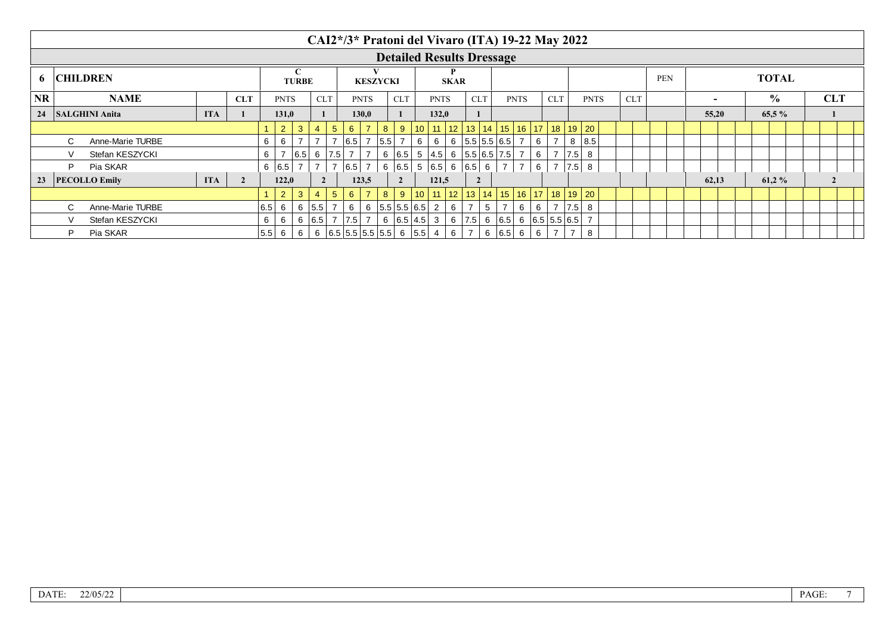# CAI2*/3* Pratoni del Vivaro (ITA) 19-22 May 2022

## Detailed Results Dressage

| 6 | CHILDREN | | | C TURBE | | V KESZYCKI | | P SKAR | | | | | | PEN | TOTAL | | |
|---|---|---|---|---|---|---|---|---|---|---|---|---|---|---|---|---|---|
| NR | NAME | | CLT | PNTS | CLT | PNTS | CLT | PNTS | CLT | PNTS | CLT | PNTS | CLT | | - | % | CLT |
| 24 | SALGHINI Anita | ITA | 1 | 131,0 | 1 | 130,0 | 1 | 132,0 | 1 | | | | | | 55,20 | 65,5 % | 1 |
| 23 | PECOLLO Emily | ITA | 2 | 122,0 | 2 | 123,5 | 2 | 121,5 | 2 | | | | | | 62,13 | 61,2 % | 2 |

**24 SALGHINI Anita**

| | Judge | 1 | 2 | 3 | 4 | 5 | 6 | 7 | 8 | 9 | 10 | 11 | 12 | 13 | 14 | 15 | 16 | 17 | 18 | 19 | 20 |
|---|---|---|---|---|---|---|---|---|---|---|---|---|---|---|---|---|---|---|---|---|---|
| C | Anne-Marie TURBE | 6 | 6 | 7 | 7 | 7 | 6.5 | 7 | 5.5 | 7 | 6 | 6 | 6 | 5.5 | 5.5 | 6.5 | 7 | 6 | 7 | 8 | 8.5 |
| V | Stefan KESZYCKI | 6 | 7 | 6.5 | 6 | 7.5 | 7 | 7 | 6 | 6.5 | 5 | 4.5 | 6 | 5.5 | 6.5 | 7.5 | 7 | 6 | 7 | 7.5 | 8 |
| P | Pia SKAR | 6 | 6.5 | 7 | 7 | 7 | 6.5 | 7 | 6 | 6.5 | 5 | 6.5 | 6 | 6.5 | 6 | 7 | 7 | 6 | 7 | 7.5 | 8 |

**23 PECOLLO Emily**

| | Judge | 1 | 2 | 3 | 4 | 5 | 6 | 7 | 8 | 9 | 10 | 11 | 12 | 13 | 14 | 15 | 16 | 17 | 18 | 19 | 20 |
|---|---|---|---|---|---|---|---|---|---|---|---|---|---|---|---|---|---|---|---|---|---|
| C | Anne-Marie TURBE | 6.5 | 6 | 6 | 5.5 | 7 | 6 | 6 | 5.5 | 5.5 | 6.5 | 2 | 6 | 7 | 5 | 7 | 6 | 6 | 7 | 7.5 | 8 |
| V | Stefan KESZYCKI | 6 | 6 | 6 | 6.5 | 7 | 7.5 | 7 | 6 | 6.5 | 4.5 | 3 | 6 | 7.5 | 6 | 6.5 | 6 | 6.5 | 5.5 | 6.5 | 7 |
| P | Pia SKAR | 5.5 | 6 | 6 | 6 | 6.5 | 5.5 | 5.5 | 5.5 | 6 | 5.5 | 4 | 6 | 7 | 6 | 6.5 | 6 | 6 | 7 | 7 | 8 |

DATE: 22/05/22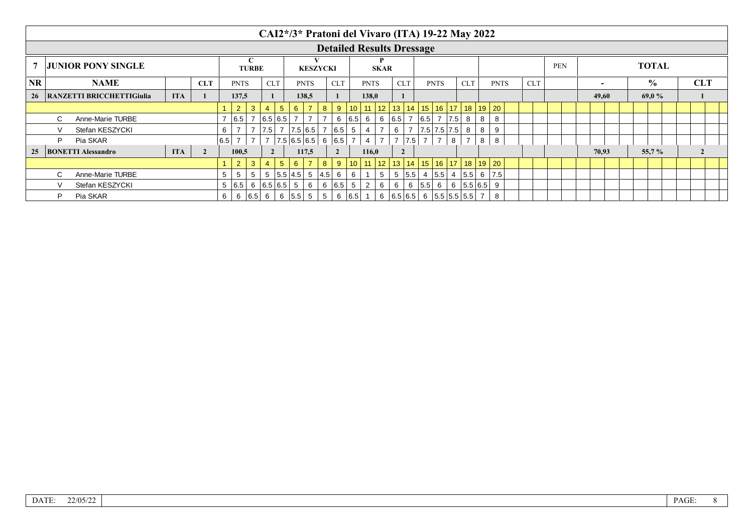# CAI2*/3* Pratoni del Vivaro (ITA) 19-22 May 2022

## Detailed Results Dressage

| 7 | JUNIOR PONY SINGLE | | | C TURBE | | V KESZYCKI | | P SKAR | | | | | | PEN | TOTAL | | |
|---|---|---|---|---|---|---|---|---|---|---|---|---|---|---|---|---|---|
| NR | NAME | | CLT | PNTS | CLT | PNTS | CLT | PNTS | CLT | PNTS | CLT | PNTS | CLT | | - | % | CLT |
| 26 | RANZETTI BRICCHETTIGiulia | ITA | 1 | 137,5 | 1 | 138,5 | 1 | 138,0 | 1 | | | | | | 49,60 | 69,0 % | 1 |
| 25 | BONETTI Alessandro | ITA | 2 | 100,5 | 2 | 117,5 | 2 | 116,0 | 2 | | | | | | 70,93 | 55,7 % | 2 |

**26 RANZETTI BRICCHETTIGiulia**

| Judge | 1 | 2 | 3 | 4 | 5 | 6 | 7 | 8 | 9 | 10 | 11 | 12 | 13 | 14 | 15 | 16 | 17 | 18 | 19 | 20 |
|---|---|---|---|---|---|---|---|---|---|---|---|---|---|---|---|---|---|---|---|---|
| C Anne-Marie TURBE | 7 | 6.5 | 7 | 6.5 | 6.5 | 7 | 7 | 7 | 6 | 6.5 | 6 | 6 | 6.5 | 7 | 6.5 | 7 | 7.5 | 8 | 8 | 8 |
| V Stefan KESZYCKI | 6 | 7 | 7 | 7.5 | 7 | 7.5 | 6.5 | 7 | 6.5 | 5 | 4 | 7 | 6 | 7 | 7.5 | 7.5 | 7.5 | 8 | 8 | 9 |
| P Pia SKAR | 6.5 | 7 | 7 | 7 | 7.5 | 6.5 | 6.5 | 6 | 6.5 | 7 | 4 | 7 | 7 | 7.5 | 7 | 7 | 8 | 7 | 8 | 8 |

**25 BONETTI Alessandro**

| Judge | 1 | 2 | 3 | 4 | 5 | 6 | 7 | 8 | 9 | 10 | 11 | 12 | 13 | 14 | 15 | 16 | 17 | 18 | 19 | 20 |
|---|---|---|---|---|---|---|---|---|---|---|---|---|---|---|---|---|---|---|---|---|
| C Anne-Marie TURBE | 5 | 5 | 5 | 5 | 5.5 | 4.5 | 5 | 4.5 | 6 | 6 | 1 | 5 | 5 | 5.5 | 4 | 5.5 | 4 | 5.5 | 6 | 7.5 |
| V Stefan KESZYCKI | 5 | 6.5 | 6 | 6.5 | 6.5 | 5 | 6 | 6 | 6.5 | 5 | 2 | 6 | 6 | 6 | 5.5 | 6 | 6 | 5.5 | 6.5 | 9 |
| P Pia SKAR | 6 | 6 | 6.5 | 6 | 6 | 5.5 | 5 | 5 | 6 | 6.5 | 1 | 6 | 6.5 | 6.5 | 6 | 5.5 | 5.5 | 5.5 | 7 | 8 |

DATE: 22/05/22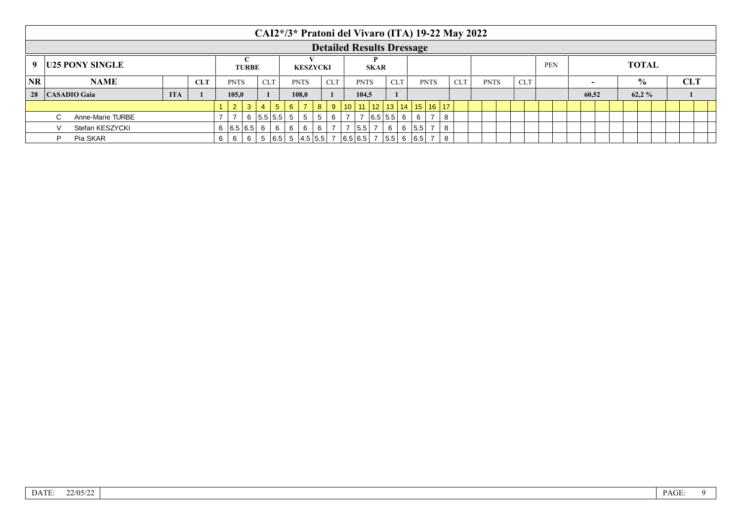# CAI2*/3* Pratoni del Vivaro (ITA) 19-22 May 2022

## Detailed Results Dressage

| 9 | U25 PONY SINGLE | | | C TURBE | | V KESZYCKI | | P SKAR | | | | | | PEN | TOTAL | | |
|---|---|---|---|---|---|---|---|---|---|---|---|---|---|---|---|---|---|
| NR | NAME | | CLT | PNTS | CLT | PNTS | CLT | PNTS | CLT | PNTS | CLT | PNTS | CLT | | - | % | CLT |
| 28 | CASADIO Gaia | ITA | 1 | 105,0 | 1 | 108,0 | 1 | 104,5 | 1 | | | | | | 60,52 | 62,2 % | 1 |

| | 1 | 2 | 3 | 4 | 5 | 6 | 7 | 8 | 9 | 10 | 11 | 12 | 13 | 14 | 15 | 16 | 17 |
|---|---|---|---|---|---|---|---|---|---|---|---|---|---|---|---|---|---|
| C Anne-Marie TURBE | 7 | 7 | 6 | 5.5 | 5.5 | 5 | 5 | 5 | 6 | 7 | 7 | 6.5 | 5.5 | 6 | 6 | 7 | 8 |
| V Stefan KESZYCKI | 6 | 6.5 | 6.5 | 6 | 6 | 6 | 6 | 6 | 7 | 7 | 5.5 | 7 | 6 | 6 | 5.5 | 7 | 8 |
| P Pia SKAR | 6 | 6 | 6 | 5 | 6.5 | 5 | 4.5 | 5.5 | 7 | 6.5 | 6.5 | 7 | 5.5 | 6 | 6.5 | 7 | 8 |

DATE: 22/05/22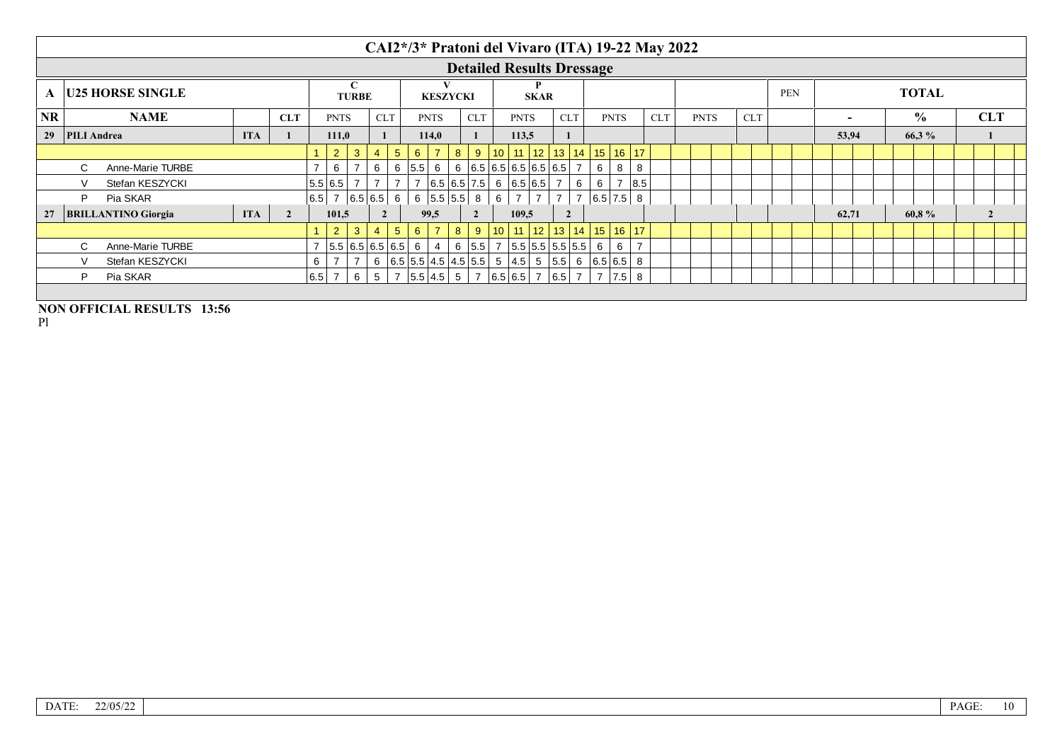# CAI2*/3* Pratoni del Vivaro (ITA) 19-22 May 2022

## Detailed Results Dressage

| A | U25 HORSE SINGLE | | | C TURBE | | V KESZYCKI | | P SKAR | | | | | | PEN | TOTAL | | |
|---|---|---|---|---|---|---|---|---|---|---|---|---|---|---|---|---|---|
| NR | NAME | | CLT | PNTS | CLT | PNTS | CLT | PNTS | CLT | PNTS | CLT | PNTS | CLT | | - | % | CLT |
| 29 | PILI Andrea | ITA | 1 | 111,0 | 1 | 114,0 | 1 | 113,5 | 1 | | | | | | 53,94 | 66,3 % | 1 |
| 27 | BRILLANTINO Giorgia | ITA | 2 | 101,5 | 2 | 99,5 | 2 | 109,5 | 2 | | | | | | 62,71 | 60,8 % | 2 |

**PILI Andrea**

| Judge | 1 | 2 | 3 | 4 | 5 | 6 | 7 | 8 | 9 | 10 | 11 | 12 | 13 | 14 | 15 | 16 | 17 |
|---|---|---|---|---|---|---|---|---|---|---|---|---|---|---|---|---|---|
| C Anne-Marie TURBE | 7 | 6 | 7 | 6 | 6 | 5.5 | 6 | 6 | 6.5 | 6.5 | 6.5 | 6.5 | 6.5 | 7 | 6 | 8 | 8 |
| V Stefan KESZYCKI | 5.5 | 6.5 | 7 | 7 | 7 | 7 | 6.5 | 6.5 | 7.5 | 6 | 6.5 | 6.5 | 7 | 6 | 6 | 7 | 8.5 |
| P Pia SKAR | 6.5 | 7 | 6.5 | 6.5 | 6 | 6 | 5.5 | 5.5 | 8 | 6 | 7 | 7 | 7 | 7 | 6.5 | 7.5 | 8 |

**BRILLANTINO Giorgia**

| Judge | 1 | 2 | 3 | 4 | 5 | 6 | 7 | 8 | 9 | 10 | 11 | 12 | 13 | 14 | 15 | 16 | 17 |
|---|---|---|---|---|---|---|---|---|---|---|---|---|---|---|---|---|---|
| C Anne-Marie TURBE | 7 | 5.5 | 6.5 | 6.5 | 6.5 | 6 | 4 | 6 | 5.5 | 7 | 5.5 | 5.5 | 5.5 | 5.5 | 6 | 6 | 7 |
| V Stefan KESZYCKI | 6 | 7 | 7 | 6 | 6.5 | 5.5 | 4.5 | 4.5 | 5.5 | 5 | 4.5 | 5 | 5.5 | 6 | 6.5 | 6.5 | 8 |
| P Pia SKAR | 6.5 | 7 | 6 | 5 | 7 | 5.5 | 4.5 | 5 | 7 | 6.5 | 6.5 | 7 | 6.5 | 7 | 7 | 7.5 | 8 |

**NON OFFICIAL RESULTS 13:56**

Pl

DATE: 22/05/22